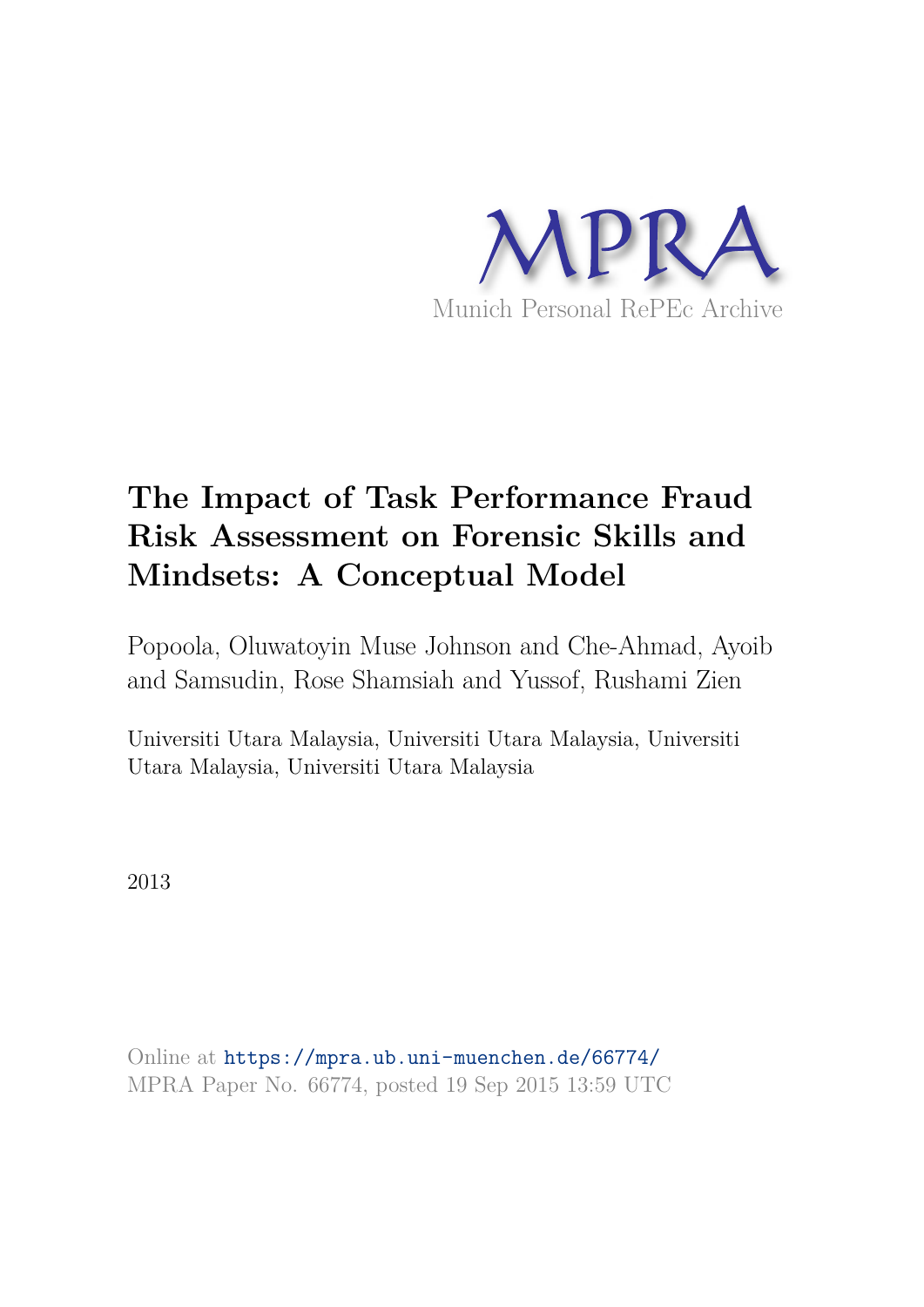MPRA

Munich Personal RePEc Archive

# The Impact of Task Performance Fraud Risk Assessment on Forensic Skills and Mindsets: A Conceptual Model

Popoola, Oluwatoyin Muse Johnson and Che-Ahmad, Ayoib and Samsudin, Rose Shamsiah and Yussof, Rushami Zien

Universiti Utara Malaysia, Universiti Utara Malaysia, Universiti Utara Malaysia, Universiti Utara Malaysia

2013

Online at https://mpra.ub.uni-muenchen.de/66774/
MPRA Paper No. 66774, posted 19 Sep 2015 13:59 UTC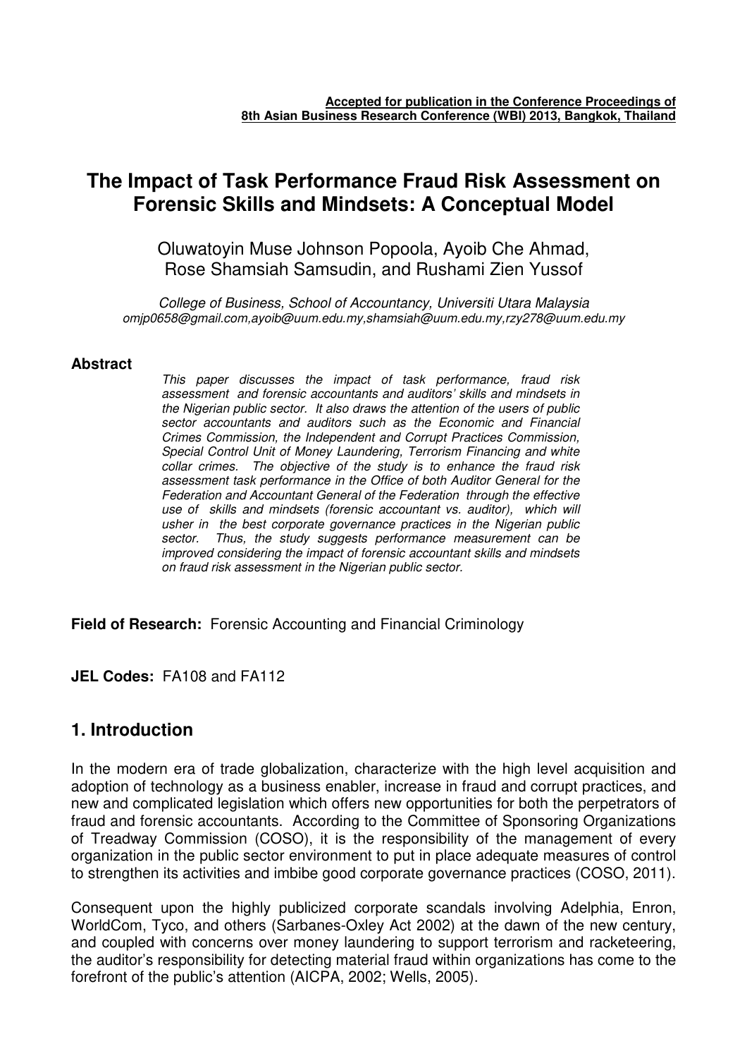**Accepted for publication in the Conference Proceedings of 8th Asian Business Research Conference (WBI) 2013, Bangkok, Thailand**

# The Impact of Task Performance Fraud Risk Assessment on Forensic Skills and Mindsets: A Conceptual Model

Oluwatoyin Muse Johnson Popoola, Ayoib Che Ahmad, Rose Shamsiah Samsudin, and Rushami Zien Yussof

*College of Business, School of Accountancy, Universiti Utara Malaysia*
*omjp0658@gmail.com,ayoib@uum.edu.my,shamsiah@uum.edu.my,rzy278@uum.edu.my*

**Abstract**

*This paper discusses the impact of task performance, fraud risk assessment and forensic accountants and auditors' skills and mindsets in the Nigerian public sector. It also draws the attention of the users of public sector accountants and auditors such as the Economic and Financial Crimes Commission, the Independent and Corrupt Practices Commission, Special Control Unit of Money Laundering, Terrorism Financing and white collar crimes. The objective of the study is to enhance the fraud risk assessment task performance in the Office of both Auditor General for the Federation and Accountant General of the Federation through the effective use of skills and mindsets (forensic accountant vs. auditor), which will usher in the best corporate governance practices in the Nigerian public sector. Thus, the study suggests performance measurement can be improved considering the impact of forensic accountant skills and mindsets on fraud risk assessment in the Nigerian public sector.*

**Field of Research:** Forensic Accounting and Financial Criminology

**JEL Codes:** FA108 and FA112

## 1. Introduction

In the modern era of trade globalization, characterize with the high level acquisition and adoption of technology as a business enabler, increase in fraud and corrupt practices, and new and complicated legislation which offers new opportunities for both the perpetrators of fraud and forensic accountants. According to the Committee of Sponsoring Organizations of Treadway Commission (COSO), it is the responsibility of the management of every organization in the public sector environment to put in place adequate measures of control to strengthen its activities and imbibe good corporate governance practices (COSO, 2011).

Consequent upon the highly publicized corporate scandals involving Adelphia, Enron, WorldCom, Tyco, and others (Sarbanes-Oxley Act 2002) at the dawn of the new century, and coupled with concerns over money laundering to support terrorism and racketeering, the auditor's responsibility for detecting material fraud within organizations has come to the forefront of the public's attention (AICPA, 2002; Wells, 2005).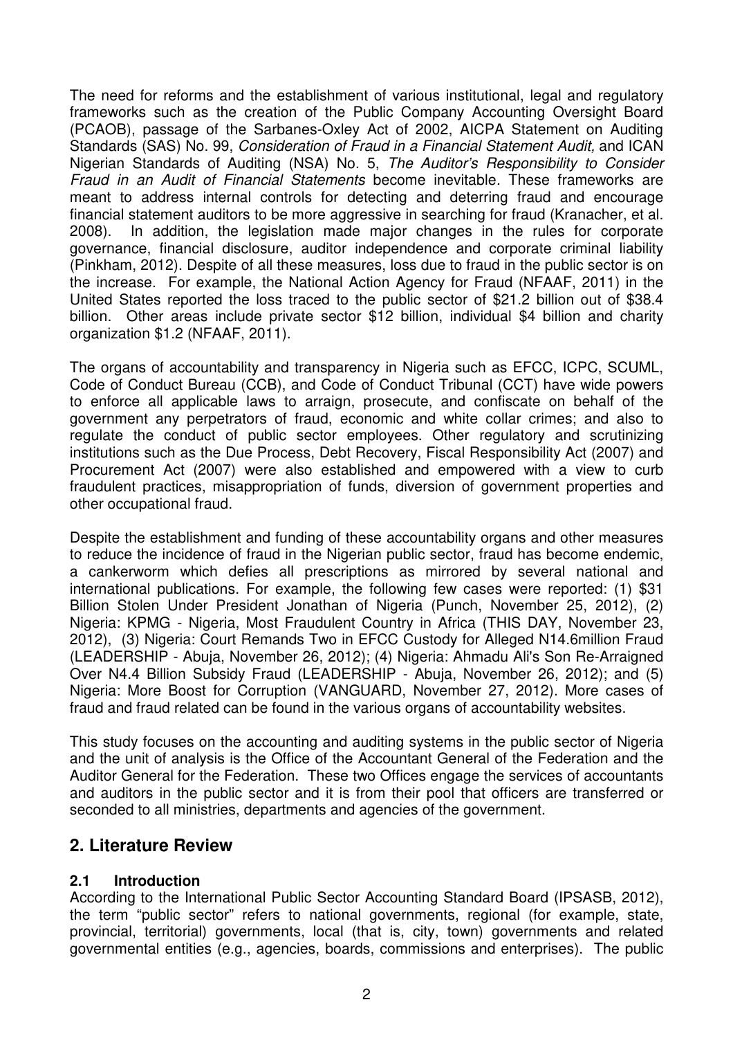The need for reforms and the establishment of various institutional, legal and regulatory frameworks such as the creation of the Public Company Accounting Oversight Board (PCAOB), passage of the Sarbanes-Oxley Act of 2002, AICPA Statement on Auditing Standards (SAS) No. 99, *Consideration of Fraud in a Financial Statement Audit,* and ICAN Nigerian Standards of Auditing (NSA) No. 5, *The Auditor's Responsibility to Consider Fraud in an Audit of Financial Statements* become inevitable. These frameworks are meant to address internal controls for detecting and deterring fraud and encourage financial statement auditors to be more aggressive in searching for fraud (Kranacher, et al. 2008). In addition, the legislation made major changes in the rules for corporate governance, financial disclosure, auditor independence and corporate criminal liability (Pinkham, 2012). Despite of all these measures, loss due to fraud in the public sector is on the increase. For example, the National Action Agency for Fraud (NFAAF, 2011) in the United States reported the loss traced to the public sector of \$21.2 billion out of \$38.4 billion. Other areas include private sector \$12 billion, individual \$4 billion and charity organization \$1.2 (NFAAF, 2011).

The organs of accountability and transparency in Nigeria such as EFCC, ICPC, SCUML, Code of Conduct Bureau (CCB), and Code of Conduct Tribunal (CCT) have wide powers to enforce all applicable laws to arraign, prosecute, and confiscate on behalf of the government any perpetrators of fraud, economic and white collar crimes; and also to regulate the conduct of public sector employees. Other regulatory and scrutinizing institutions such as the Due Process, Debt Recovery, Fiscal Responsibility Act (2007) and Procurement Act (2007) were also established and empowered with a view to curb fraudulent practices, misappropriation of funds, diversion of government properties and other occupational fraud.

Despite the establishment and funding of these accountability organs and other measures to reduce the incidence of fraud in the Nigerian public sector, fraud has become endemic, a cankerworm which defies all prescriptions as mirrored by several national and international publications. For example, the following few cases were reported: (1) \$31 Billion Stolen Under President Jonathan of Nigeria (Punch, November 25, 2012), (2) Nigeria: KPMG - Nigeria, Most Fraudulent Country in Africa (THIS DAY, November 23, 2012), (3) Nigeria: Court Remands Two in EFCC Custody for Alleged N14.6million Fraud (LEADERSHIP - Abuja, November 26, 2012); (4) Nigeria: Ahmadu Ali's Son Re-Arraigned Over N4.4 Billion Subsidy Fraud (LEADERSHIP - Abuja, November 26, 2012); and (5) Nigeria: More Boost for Corruption (VANGUARD, November 27, 2012). More cases of fraud and fraud related can be found in the various organs of accountability websites.

This study focuses on the accounting and auditing systems in the public sector of Nigeria and the unit of analysis is the Office of the Accountant General of the Federation and the Auditor General for the Federation. These two Offices engage the services of accountants and auditors in the public sector and it is from their pool that officers are transferred or seconded to all ministries, departments and agencies of the government.

## 2. Literature Review

### 2.1 Introduction

According to the International Public Sector Accounting Standard Board (IPSASB, 2012), the term "public sector" refers to national governments, regional (for example, state, provincial, territorial) governments, local (that is, city, town) governments and related governmental entities (e.g., agencies, boards, commissions and enterprises). The public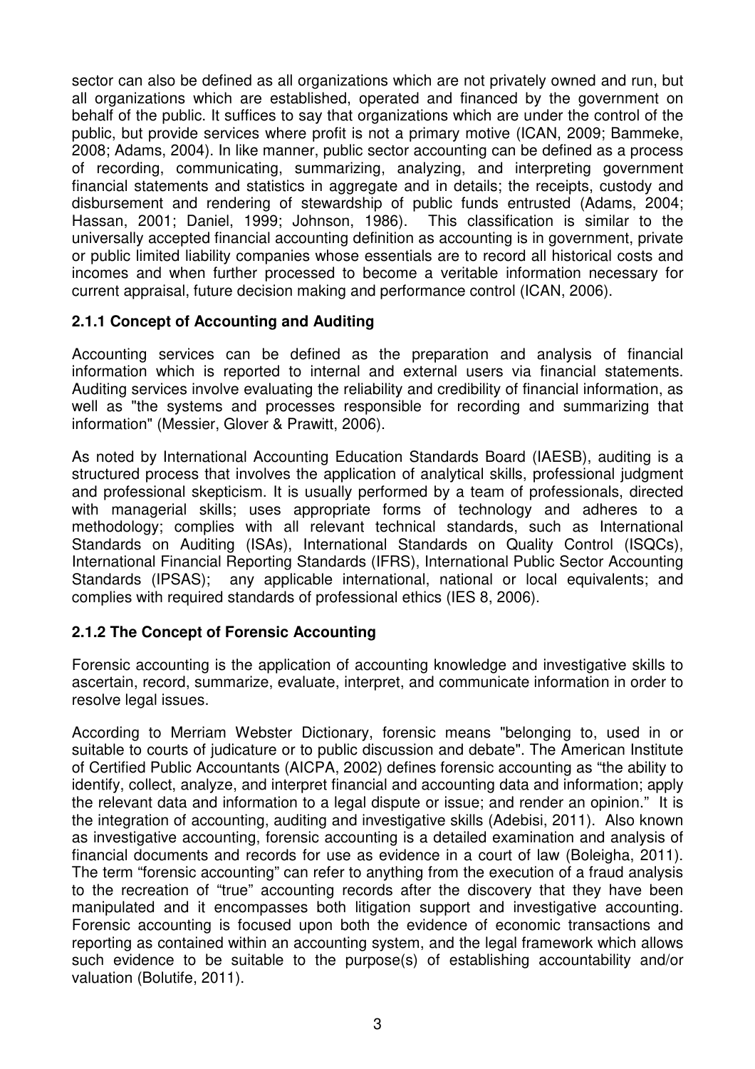sector can also be defined as all organizations which are not privately owned and run, but all organizations which are established, operated and financed by the government on behalf of the public. It suffices to say that organizations which are under the control of the public, but provide services where profit is not a primary motive (ICAN, 2009; Bammeke, 2008; Adams, 2004). In like manner, public sector accounting can be defined as a process of recording, communicating, summarizing, analyzing, and interpreting government financial statements and statistics in aggregate and in details; the receipts, custody and disbursement and rendering of stewardship of public funds entrusted (Adams, 2004; Hassan, 2001; Daniel, 1999; Johnson, 1986). This classification is similar to the universally accepted financial accounting definition as accounting is in government, private or public limited liability companies whose essentials are to record all historical costs and incomes and when further processed to become a veritable information necessary for current appraisal, future decision making and performance control (ICAN, 2006).

### 2.1.1 Concept of Accounting and Auditing

Accounting services can be defined as the preparation and analysis of financial information which is reported to internal and external users via financial statements. Auditing services involve evaluating the reliability and credibility of financial information, as well as "the systems and processes responsible for recording and summarizing that information" (Messier, Glover & Prawitt, 2006).

As noted by International Accounting Education Standards Board (IAESB), auditing is a structured process that involves the application of analytical skills, professional judgment and professional skepticism. It is usually performed by a team of professionals, directed with managerial skills; uses appropriate forms of technology and adheres to a methodology; complies with all relevant technical standards, such as International Standards on Auditing (ISAs), International Standards on Quality Control (ISQCs), International Financial Reporting Standards (IFRS), International Public Sector Accounting Standards (IPSAS); any applicable international, national or local equivalents; and complies with required standards of professional ethics (IES 8, 2006).

### 2.1.2 The Concept of Forensic Accounting

Forensic accounting is the application of accounting knowledge and investigative skills to ascertain, record, summarize, evaluate, interpret, and communicate information in order to resolve legal issues.

According to Merriam Webster Dictionary, forensic means "belonging to, used in or suitable to courts of judicature or to public discussion and debate". The American Institute of Certified Public Accountants (AICPA, 2002) defines forensic accounting as "the ability to identify, collect, analyze, and interpret financial and accounting data and information; apply the relevant data and information to a legal dispute or issue; and render an opinion." It is the integration of accounting, auditing and investigative skills (Adebisi, 2011). Also known as investigative accounting, forensic accounting is a detailed examination and analysis of financial documents and records for use as evidence in a court of law (Boleigha, 2011). The term "forensic accounting" can refer to anything from the execution of a fraud analysis to the recreation of "true" accounting records after the discovery that they have been manipulated and it encompasses both litigation support and investigative accounting. Forensic accounting is focused upon both the evidence of economic transactions and reporting as contained within an accounting system, and the legal framework which allows such evidence to be suitable to the purpose(s) of establishing accountability and/or valuation (Bolutife, 2011).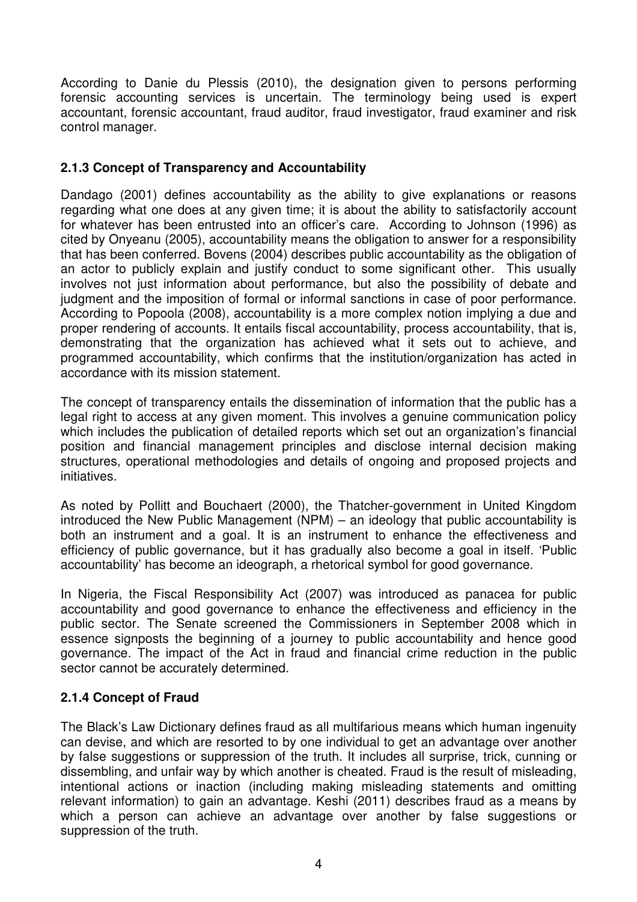According to Danie du Plessis (2010), the designation given to persons performing forensic accounting services is uncertain. The terminology being used is expert accountant, forensic accountant, fraud auditor, fraud investigator, fraud examiner and risk control manager.

### 2.1.3 Concept of Transparency and Accountability

Dandago (2001) defines accountability as the ability to give explanations or reasons regarding what one does at any given time; it is about the ability to satisfactorily account for whatever has been entrusted into an officer's care. According to Johnson (1996) as cited by Onyeanu (2005), accountability means the obligation to answer for a responsibility that has been conferred. Bovens (2004) describes public accountability as the obligation of an actor to publicly explain and justify conduct to some significant other. This usually involves not just information about performance, but also the possibility of debate and judgment and the imposition of formal or informal sanctions in case of poor performance. According to Popoola (2008), accountability is a more complex notion implying a due and proper rendering of accounts. It entails fiscal accountability, process accountability, that is, demonstrating that the organization has achieved what it sets out to achieve, and programmed accountability, which confirms that the institution/organization has acted in accordance with its mission statement.

The concept of transparency entails the dissemination of information that the public has a legal right to access at any given moment. This involves a genuine communication policy which includes the publication of detailed reports which set out an organization's financial position and financial management principles and disclose internal decision making structures, operational methodologies and details of ongoing and proposed projects and initiatives.

As noted by Pollitt and Bouchaert (2000), the Thatcher-government in United Kingdom introduced the New Public Management (NPM) – an ideology that public accountability is both an instrument and a goal. It is an instrument to enhance the effectiveness and efficiency of public governance, but it has gradually also become a goal in itself. 'Public accountability' has become an ideograph, a rhetorical symbol for good governance.

In Nigeria, the Fiscal Responsibility Act (2007) was introduced as panacea for public accountability and good governance to enhance the effectiveness and efficiency in the public sector. The Senate screened the Commissioners in September 2008 which in essence signposts the beginning of a journey to public accountability and hence good governance. The impact of the Act in fraud and financial crime reduction in the public sector cannot be accurately determined.

### 2.1.4 Concept of Fraud

The Black's Law Dictionary defines fraud as all multifarious means which human ingenuity can devise, and which are resorted to by one individual to get an advantage over another by false suggestions or suppression of the truth. It includes all surprise, trick, cunning or dissembling, and unfair way by which another is cheated. Fraud is the result of misleading, intentional actions or inaction (including making misleading statements and omitting relevant information) to gain an advantage. Keshi (2011) describes fraud as a means by which a person can achieve an advantage over another by false suggestions or suppression of the truth.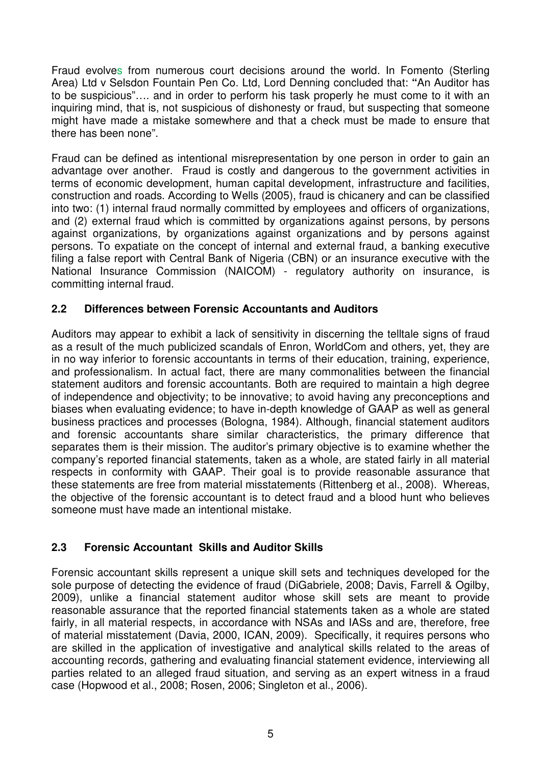Fraud evolves from numerous court decisions around the world. In Fomento (Sterling Area) Ltd v Selsdon Fountain Pen Co. Ltd, Lord Denning concluded that: "An Auditor has to be suspicious"…. and in order to perform his task properly he must come to it with an inquiring mind, that is, not suspicious of dishonesty or fraud, but suspecting that someone might have made a mistake somewhere and that a check must be made to ensure that there has been none".

Fraud can be defined as intentional misrepresentation by one person in order to gain an advantage over another. Fraud is costly and dangerous to the government activities in terms of economic development, human capital development, infrastructure and facilities, construction and roads. According to Wells (2005), fraud is chicanery and can be classified into two: (1) internal fraud normally committed by employees and officers of organizations, and (2) external fraud which is committed by organizations against persons, by persons against organizations, by organizations against organizations and by persons against persons. To expatiate on the concept of internal and external fraud, a banking executive filing a false report with Central Bank of Nigeria (CBN) or an insurance executive with the National Insurance Commission (NAICOM) - regulatory authority on insurance, is committing internal fraud.

## 2.2 Differences between Forensic Accountants and Auditors

Auditors may appear to exhibit a lack of sensitivity in discerning the telltale signs of fraud as a result of the much publicized scandals of Enron, WorldCom and others, yet, they are in no way inferior to forensic accountants in terms of their education, training, experience, and professionalism. In actual fact, there are many commonalities between the financial statement auditors and forensic accountants. Both are required to maintain a high degree of independence and objectivity; to be innovative; to avoid having any preconceptions and biases when evaluating evidence; to have in-depth knowledge of GAAP as well as general business practices and processes (Bologna, 1984). Although, financial statement auditors and forensic accountants share similar characteristics, the primary difference that separates them is their mission. The auditor's primary objective is to examine whether the company's reported financial statements, taken as a whole, are stated fairly in all material respects in conformity with GAAP. Their goal is to provide reasonable assurance that these statements are free from material misstatements (Rittenberg et al., 2008). Whereas, the objective of the forensic accountant is to detect fraud and a blood hunt who believes someone must have made an intentional mistake.

## 2.3 Forensic Accountant Skills and Auditor Skills

Forensic accountant skills represent a unique skill sets and techniques developed for the sole purpose of detecting the evidence of fraud (DiGabriele, 2008; Davis, Farrell & Ogilby, 2009), unlike a financial statement auditor whose skill sets are meant to provide reasonable assurance that the reported financial statements taken as a whole are stated fairly, in all material respects, in accordance with NSAs and IASs and are, therefore, free of material misstatement (Davia, 2000, ICAN, 2009). Specifically, it requires persons who are skilled in the application of investigative and analytical skills related to the areas of accounting records, gathering and evaluating financial statement evidence, interviewing all parties related to an alleged fraud situation, and serving as an expert witness in a fraud case (Hopwood et al., 2008; Rosen, 2006; Singleton et al., 2006).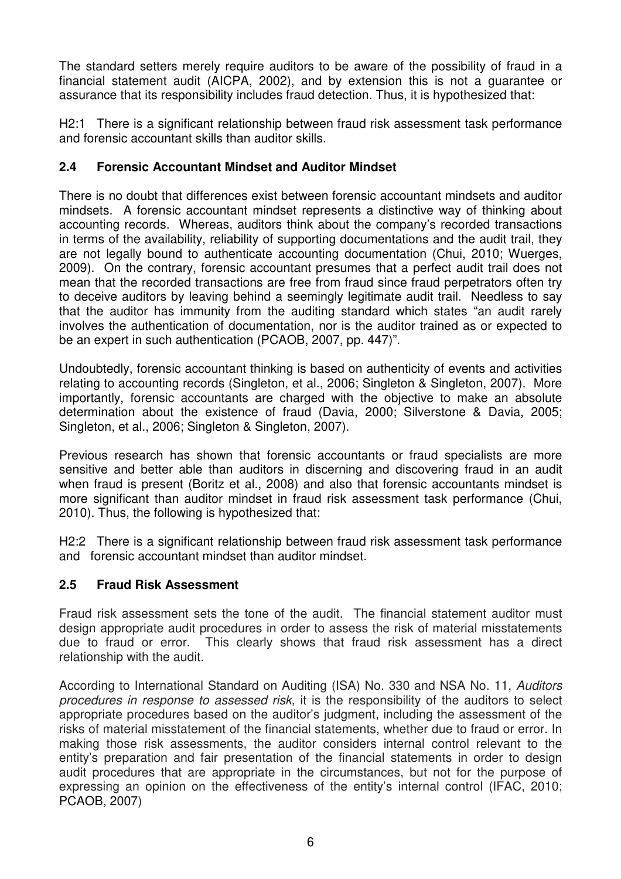The standard setters merely require auditors to be aware of the possibility of fraud in a financial statement audit (AICPA, 2002), and by extension this is not a guarantee or assurance that its responsibility includes fraud detection. Thus, it is hypothesized that:

H2:1 There is a significant relationship between fraud risk assessment task performance and forensic accountant skills than auditor skills.

### 2.4 Forensic Accountant Mindset and Auditor Mindset

There is no doubt that differences exist between forensic accountant mindsets and auditor mindsets. A forensic accountant mindset represents a distinctive way of thinking about accounting records. Whereas, auditors think about the company's recorded transactions in terms of the availability, reliability of supporting documentations and the audit trail, they are not legally bound to authenticate accounting documentation (Chui, 2010; Wuerges, 2009). On the contrary, forensic accountant presumes that a perfect audit trail does not mean that the recorded transactions are free from fraud since fraud perpetrators often try to deceive auditors by leaving behind a seemingly legitimate audit trail. Needless to say that the auditor has immunity from the auditing standard which states "an audit rarely involves the authentication of documentation, nor is the auditor trained as or expected to be an expert in such authentication (PCAOB, 2007, pp. 447)".

Undoubtedly, forensic accountant thinking is based on authenticity of events and activities relating to accounting records (Singleton, et al., 2006; Singleton & Singleton, 2007). More importantly, forensic accountants are charged with the objective to make an absolute determination about the existence of fraud (Davia, 2000; Silverstone & Davia, 2005; Singleton, et al., 2006; Singleton & Singleton, 2007).

Previous research has shown that forensic accountants or fraud specialists are more sensitive and better able than auditors in discerning and discovering fraud in an audit when fraud is present (Boritz et al., 2008) and also that forensic accountants mindset is more significant than auditor mindset in fraud risk assessment task performance (Chui, 2010). Thus, the following is hypothesized that:

H2:2 There is a significant relationship between fraud risk assessment task performance and forensic accountant mindset than auditor mindset.

### 2.5 Fraud Risk Assessment

Fraud risk assessment sets the tone of the audit. The financial statement auditor must design appropriate audit procedures in order to assess the risk of material misstatements due to fraud or error. This clearly shows that fraud risk assessment has a direct relationship with the audit.

According to International Standard on Auditing (ISA) No. 330 and NSA No. 11, *Auditors procedures in response to assessed risk*, it is the responsibility of the auditors to select appropriate procedures based on the auditor's judgment, including the assessment of the risks of material misstatement of the financial statements, whether due to fraud or error. In making those risk assessments, the auditor considers internal control relevant to the entity's preparation and fair presentation of the financial statements in order to design audit procedures that are appropriate in the circumstances, but not for the purpose of expressing an opinion on the effectiveness of the entity's internal control (IFAC, 2010; PCAOB, 2007)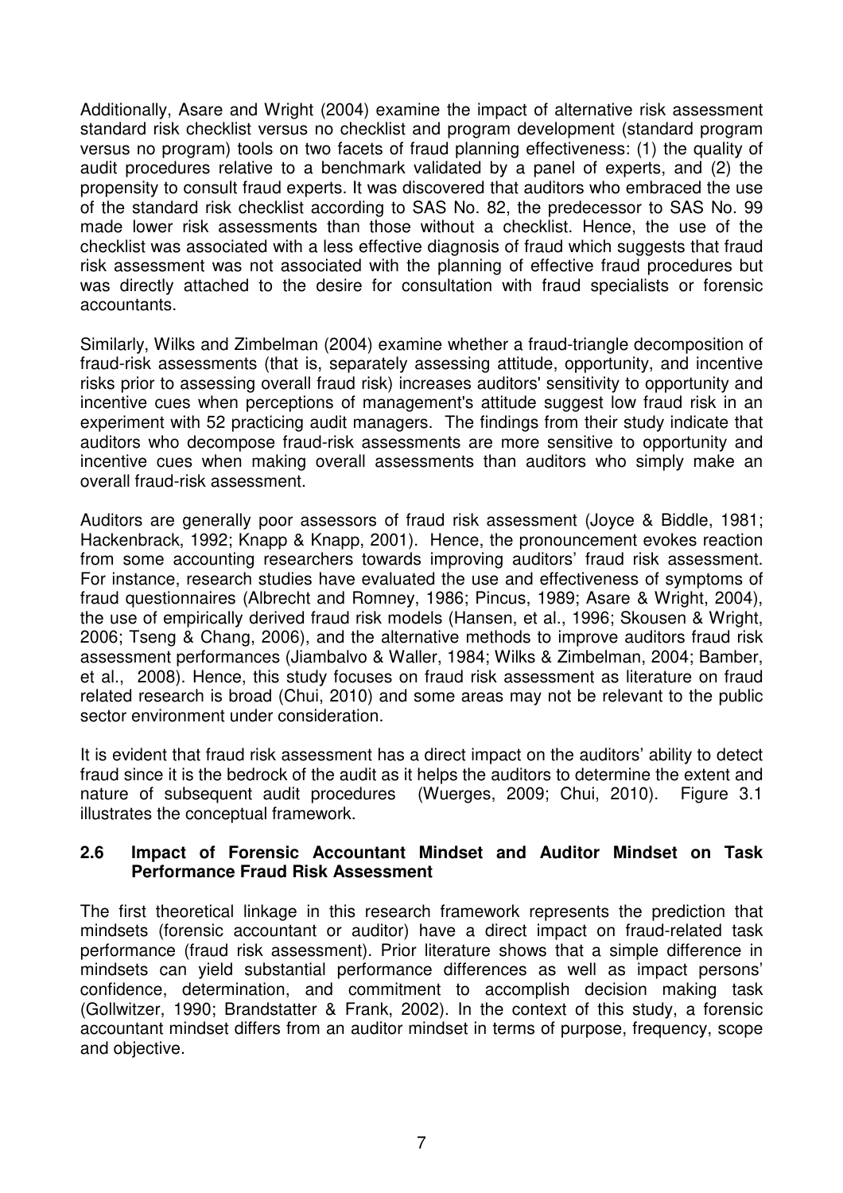Additionally, Asare and Wright (2004) examine the impact of alternative risk assessment standard risk checklist versus no checklist and program development (standard program versus no program) tools on two facets of fraud planning effectiveness: (1) the quality of audit procedures relative to a benchmark validated by a panel of experts, and (2) the propensity to consult fraud experts. It was discovered that auditors who embraced the use of the standard risk checklist according to SAS No. 82, the predecessor to SAS No. 99 made lower risk assessments than those without a checklist. Hence, the use of the checklist was associated with a less effective diagnosis of fraud which suggests that fraud risk assessment was not associated with the planning of effective fraud procedures but was directly attached to the desire for consultation with fraud specialists or forensic accountants.

Similarly, Wilks and Zimbelman (2004) examine whether a fraud-triangle decomposition of fraud-risk assessments (that is, separately assessing attitude, opportunity, and incentive risks prior to assessing overall fraud risk) increases auditors' sensitivity to opportunity and incentive cues when perceptions of management's attitude suggest low fraud risk in an experiment with 52 practicing audit managers. The findings from their study indicate that auditors who decompose fraud-risk assessments are more sensitive to opportunity and incentive cues when making overall assessments than auditors who simply make an overall fraud-risk assessment.

Auditors are generally poor assessors of fraud risk assessment (Joyce & Biddle, 1981; Hackenbrack, 1992; Knapp & Knapp, 2001). Hence, the pronouncement evokes reaction from some accounting researchers towards improving auditors' fraud risk assessment. For instance, research studies have evaluated the use and effectiveness of symptoms of fraud questionnaires (Albrecht and Romney, 1986; Pincus, 1989; Asare & Wright, 2004), the use of empirically derived fraud risk models (Hansen, et al., 1996; Skousen & Wright, 2006; Tseng & Chang, 2006), and the alternative methods to improve auditors fraud risk assessment performances (Jiambalvo & Waller, 1984; Wilks & Zimbelman, 2004; Bamber, et al., 2008). Hence, this study focuses on fraud risk assessment as literature on fraud related research is broad (Chui, 2010) and some areas may not be relevant to the public sector environment under consideration.

It is evident that fraud risk assessment has a direct impact on the auditors' ability to detect fraud since it is the bedrock of the audit as it helps the auditors to determine the extent and nature of subsequent audit procedures (Wuerges, 2009; Chui, 2010). Figure 3.1 illustrates the conceptual framework.

## 2.6 Impact of Forensic Accountant Mindset and Auditor Mindset on Task Performance Fraud Risk Assessment

The first theoretical linkage in this research framework represents the prediction that mindsets (forensic accountant or auditor) have a direct impact on fraud-related task performance (fraud risk assessment). Prior literature shows that a simple difference in mindsets can yield substantial performance differences as well as impact persons' confidence, determination, and commitment to accomplish decision making task (Gollwitzer, 1990; Brandstatter & Frank, 2002). In the context of this study, a forensic accountant mindset differs from an auditor mindset in terms of purpose, frequency, scope and objective.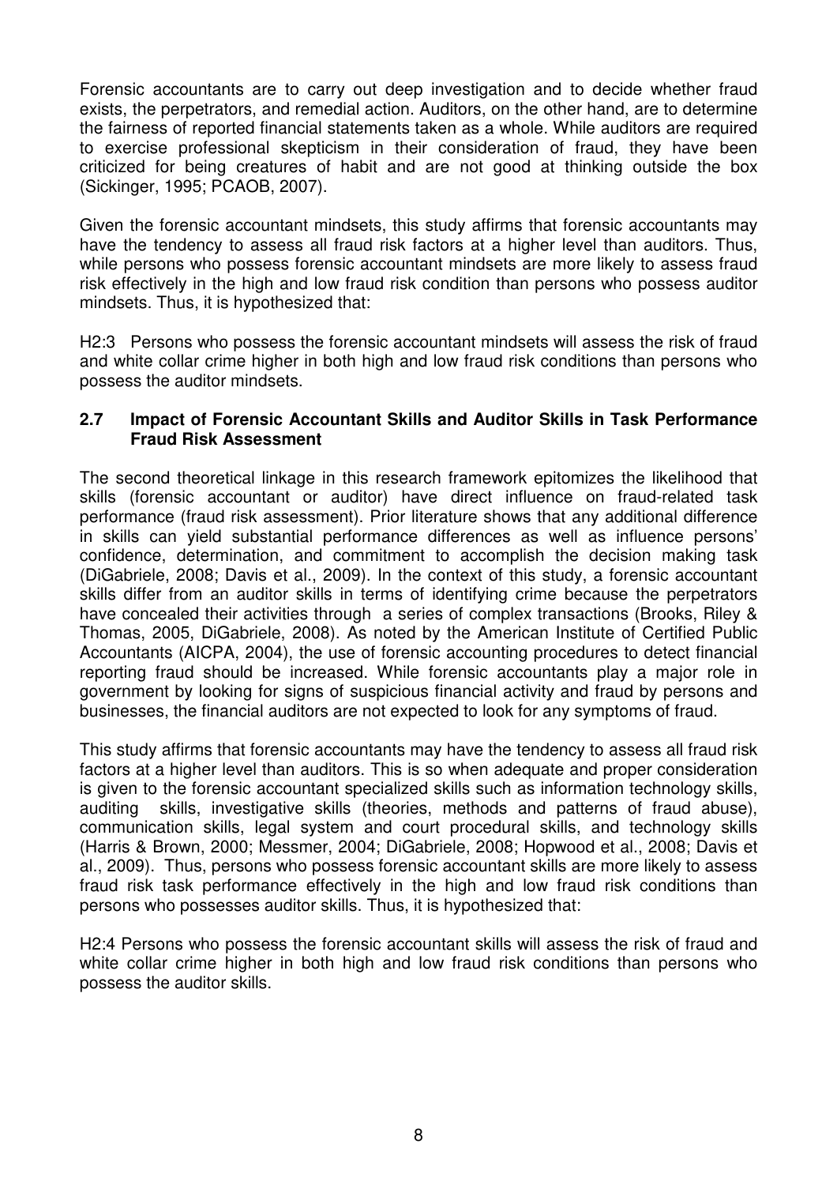Forensic accountants are to carry out deep investigation and to decide whether fraud exists, the perpetrators, and remedial action. Auditors, on the other hand, are to determine the fairness of reported financial statements taken as a whole. While auditors are required to exercise professional skepticism in their consideration of fraud, they have been criticized for being creatures of habit and are not good at thinking outside the box (Sickinger, 1995; PCAOB, 2007).

Given the forensic accountant mindsets, this study affirms that forensic accountants may have the tendency to assess all fraud risk factors at a higher level than auditors. Thus, while persons who possess forensic accountant mindsets are more likely to assess fraud risk effectively in the high and low fraud risk condition than persons who possess auditor mindsets. Thus, it is hypothesized that:

H2:3 Persons who possess the forensic accountant mindsets will assess the risk of fraud and white collar crime higher in both high and low fraud risk conditions than persons who possess the auditor mindsets.

### 2.7 Impact of Forensic Accountant Skills and Auditor Skills in Task Performance Fraud Risk Assessment

The second theoretical linkage in this research framework epitomizes the likelihood that skills (forensic accountant or auditor) have direct influence on fraud-related task performance (fraud risk assessment). Prior literature shows that any additional difference in skills can yield substantial performance differences as well as influence persons' confidence, determination, and commitment to accomplish the decision making task (DiGabriele, 2008; Davis et al., 2009). In the context of this study, a forensic accountant skills differ from an auditor skills in terms of identifying crime because the perpetrators have concealed their activities through a series of complex transactions (Brooks, Riley & Thomas, 2005, DiGabriele, 2008). As noted by the American Institute of Certified Public Accountants (AICPA, 2004), the use of forensic accounting procedures to detect financial reporting fraud should be increased. While forensic accountants play a major role in government by looking for signs of suspicious financial activity and fraud by persons and businesses, the financial auditors are not expected to look for any symptoms of fraud.

This study affirms that forensic accountants may have the tendency to assess all fraud risk factors at a higher level than auditors. This is so when adequate and proper consideration is given to the forensic accountant specialized skills such as information technology skills, auditing skills, investigative skills (theories, methods and patterns of fraud abuse), communication skills, legal system and court procedural skills, and technology skills (Harris & Brown, 2000; Messmer, 2004; DiGabriele, 2008; Hopwood et al., 2008; Davis et al., 2009). Thus, persons who possess forensic accountant skills are more likely to assess fraud risk task performance effectively in the high and low fraud risk conditions than persons who possesses auditor skills. Thus, it is hypothesized that:

H2:4 Persons who possess the forensic accountant skills will assess the risk of fraud and white collar crime higher in both high and low fraud risk conditions than persons who possess the auditor skills.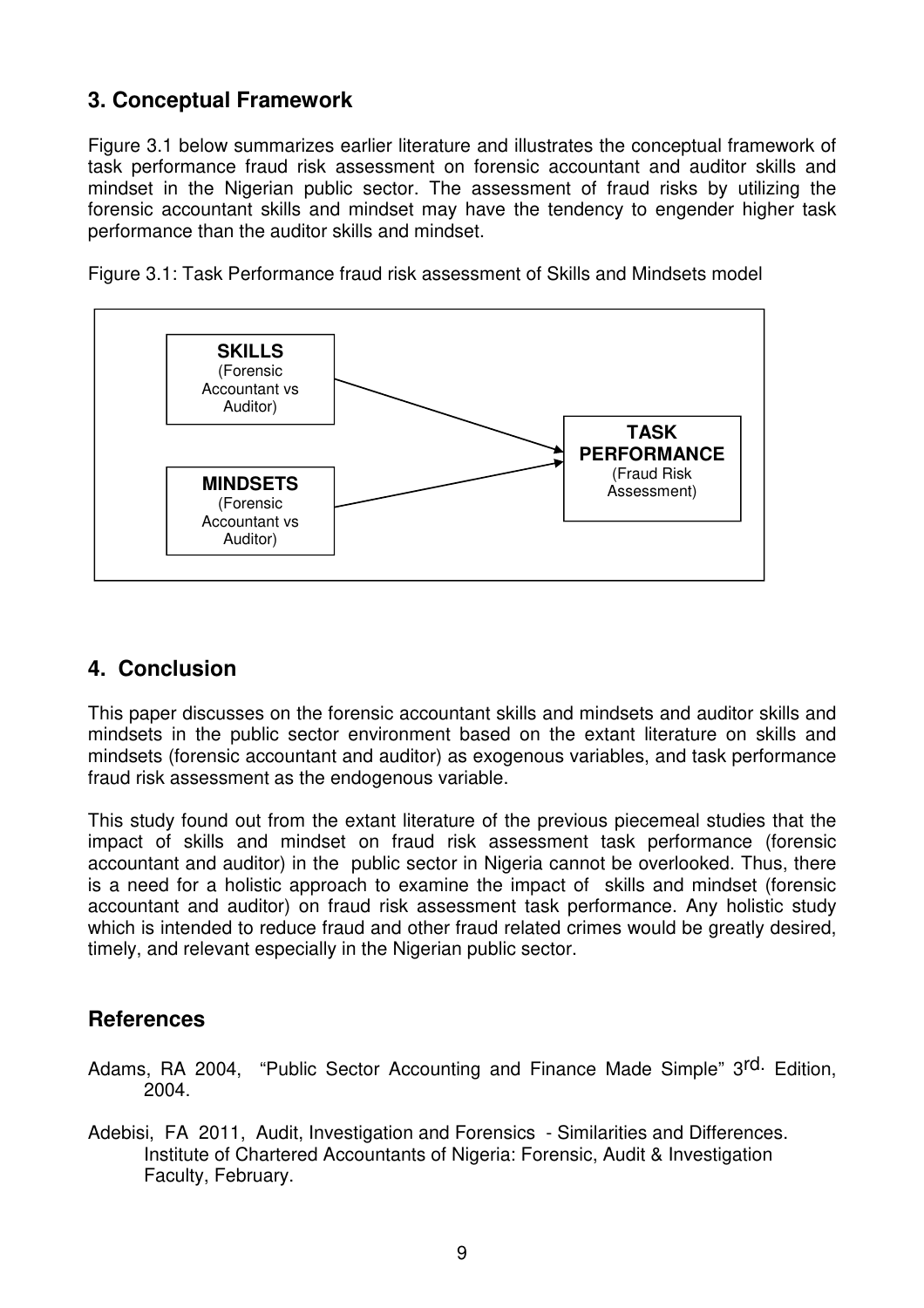## 3. Conceptual Framework

Figure 3.1 below summarizes earlier literature and illustrates the conceptual framework of task performance fraud risk assessment on forensic accountant and auditor skills and mindset in the Nigerian public sector. The assessment of fraud risks by utilizing the forensic accountant skills and mindset may have the tendency to engender higher task performance than the auditor skills and mindset.

Figure 3.1: Task Performance fraud risk assessment of Skills and Mindsets model

**SKILLS** (Forensic Accountant vs Auditor) → **TASK PERFORMANCE** (Fraud Risk Assessment)

**MINDSETS** (Forensic Accountant vs Auditor) → **TASK PERFORMANCE** (Fraud Risk Assessment)

## 4. Conclusion

This paper discusses on the forensic accountant skills and mindsets and auditor skills and mindsets in the public sector environment based on the extant literature on skills and mindsets (forensic accountant and auditor) as exogenous variables, and task performance fraud risk assessment as the endogenous variable.

This study found out from the extant literature of the previous piecemeal studies that the impact of skills and mindset on fraud risk assessment task performance (forensic accountant and auditor) in the public sector in Nigeria cannot be overlooked. Thus, there is a need for a holistic approach to examine the impact of skills and mindset (forensic accountant and auditor) on fraud risk assessment task performance. Any holistic study which is intended to reduce fraud and other fraud related crimes would be greatly desired, timely, and relevant especially in the Nigerian public sector.

## References

Adams, RA 2004, "Public Sector Accounting and Finance Made Simple" 3rd. Edition, 2004.

Adebisi, FA 2011, Audit, Investigation and Forensics - Similarities and Differences. Institute of Chartered Accountants of Nigeria: Forensic, Audit & Investigation Faculty, February.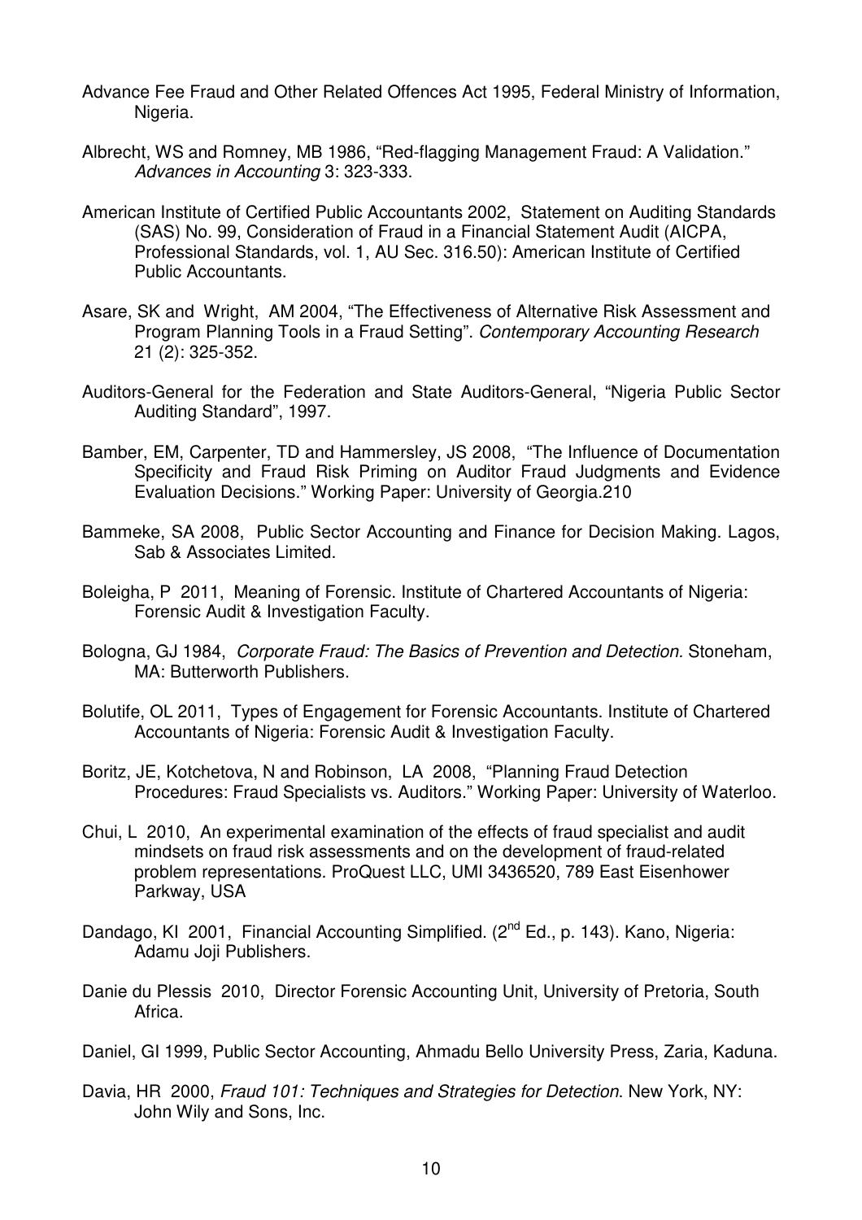Advance Fee Fraud and Other Related Offences Act 1995, Federal Ministry of Information, Nigeria.

Albrecht, WS and Romney, MB 1986, "Red-flagging Management Fraud: A Validation." *Advances in Accounting* 3: 323-333.

American Institute of Certified Public Accountants 2002, Statement on Auditing Standards (SAS) No. 99, Consideration of Fraud in a Financial Statement Audit (AICPA, Professional Standards, vol. 1, AU Sec. 316.50): American Institute of Certified Public Accountants.

Asare, SK and Wright, AM 2004, "The Effectiveness of Alternative Risk Assessment and Program Planning Tools in a Fraud Setting". *Contemporary Accounting Research* 21 (2): 325-352.

Auditors-General for the Federation and State Auditors-General, "Nigeria Public Sector Auditing Standard", 1997.

Bamber, EM, Carpenter, TD and Hammersley, JS 2008, "The Influence of Documentation Specificity and Fraud Risk Priming on Auditor Fraud Judgments and Evidence Evaluation Decisions." Working Paper: University of Georgia.210

Bammeke, SA 2008, Public Sector Accounting and Finance for Decision Making. Lagos, Sab & Associates Limited.

Boleigha, P 2011, Meaning of Forensic. Institute of Chartered Accountants of Nigeria: Forensic Audit & Investigation Faculty.

Bologna, GJ 1984, *Corporate Fraud: The Basics of Prevention and Detection.* Stoneham, MA: Butterworth Publishers.

Bolutife, OL 2011, Types of Engagement for Forensic Accountants. Institute of Chartered Accountants of Nigeria: Forensic Audit & Investigation Faculty.

Boritz, JE, Kotchetova, N and Robinson, LA 2008, "Planning Fraud Detection Procedures: Fraud Specialists vs. Auditors." Working Paper: University of Waterloo.

Chui, L 2010, An experimental examination of the effects of fraud specialist and audit mindsets on fraud risk assessments and on the development of fraud-related problem representations. ProQuest LLC, UMI 3436520, 789 East Eisenhower Parkway, USA

Dandago, KI 2001, Financial Accounting Simplified. (2nd Ed., p. 143). Kano, Nigeria: Adamu Joji Publishers.

Danie du Plessis 2010, Director Forensic Accounting Unit, University of Pretoria, South Africa.

Daniel, GI 1999, Public Sector Accounting, Ahmadu Bello University Press, Zaria, Kaduna.

Davia, HR 2000, *Fraud 101: Techniques and Strategies for Detection*. New York, NY: John Wily and Sons, Inc.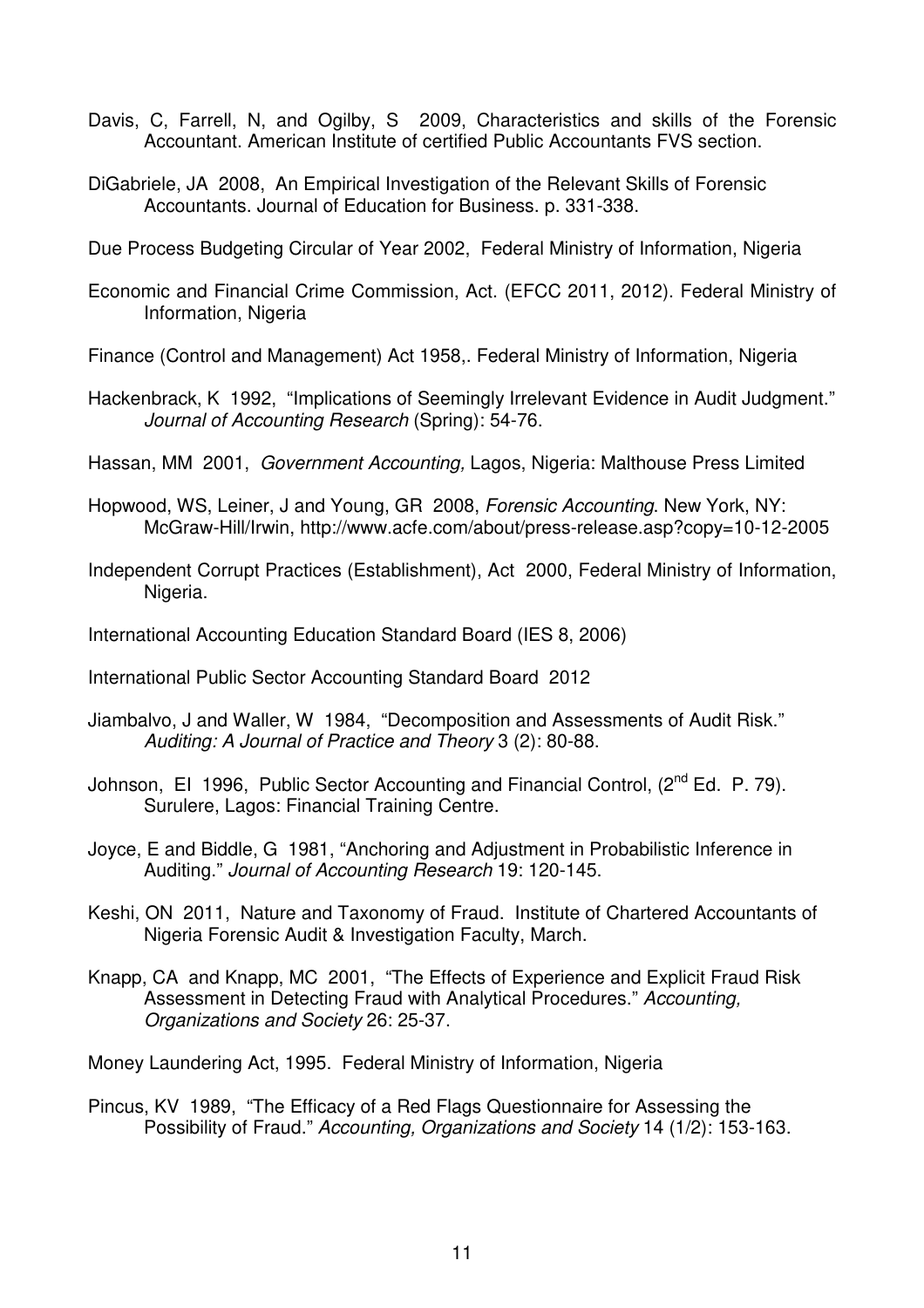Davis, C, Farrell, N, and Ogilby, S 2009, Characteristics and skills of the Forensic Accountant. American Institute of certified Public Accountants FVS section.

DiGabriele, JA 2008, An Empirical Investigation of the Relevant Skills of Forensic Accountants. Journal of Education for Business. p. 331-338.

Due Process Budgeting Circular of Year 2002, Federal Ministry of Information, Nigeria

Economic and Financial Crime Commission, Act. (EFCC 2011, 2012). Federal Ministry of Information, Nigeria

Finance (Control and Management) Act 1958,. Federal Ministry of Information, Nigeria

Hackenbrack, K 1992, "Implications of Seemingly Irrelevant Evidence in Audit Judgment." *Journal of Accounting Research* (Spring): 54-76.

Hassan, MM 2001, *Government Accounting,* Lagos, Nigeria: Malthouse Press Limited

Hopwood, WS, Leiner, J and Young, GR 2008, *Forensic Accounting*. New York, NY: McGraw-Hill/Irwin, http://www.acfe.com/about/press-release.asp?copy=10-12-2005

Independent Corrupt Practices (Establishment), Act 2000, Federal Ministry of Information, Nigeria.

International Accounting Education Standard Board (IES 8, 2006)

International Public Sector Accounting Standard Board 2012

Jiambalvo, J and Waller, W 1984, "Decomposition and Assessments of Audit Risk." *Auditing: A Journal of Practice and Theory* 3 (2): 80-88.

Johnson, EI 1996, Public Sector Accounting and Financial Control, (2nd Ed. P. 79). Surulere, Lagos: Financial Training Centre.

Joyce, E and Biddle, G 1981, "Anchoring and Adjustment in Probabilistic Inference in Auditing." *Journal of Accounting Research* 19: 120-145.

Keshi, ON 2011, Nature and Taxonomy of Fraud. Institute of Chartered Accountants of Nigeria Forensic Audit & Investigation Faculty, March.

Knapp, CA and Knapp, MC 2001, "The Effects of Experience and Explicit Fraud Risk Assessment in Detecting Fraud with Analytical Procedures." *Accounting, Organizations and Society* 26: 25-37.

Money Laundering Act, 1995. Federal Ministry of Information, Nigeria

Pincus, KV 1989, "The Efficacy of a Red Flags Questionnaire for Assessing the Possibility of Fraud." *Accounting, Organizations and Society* 14 (1/2): 153-163.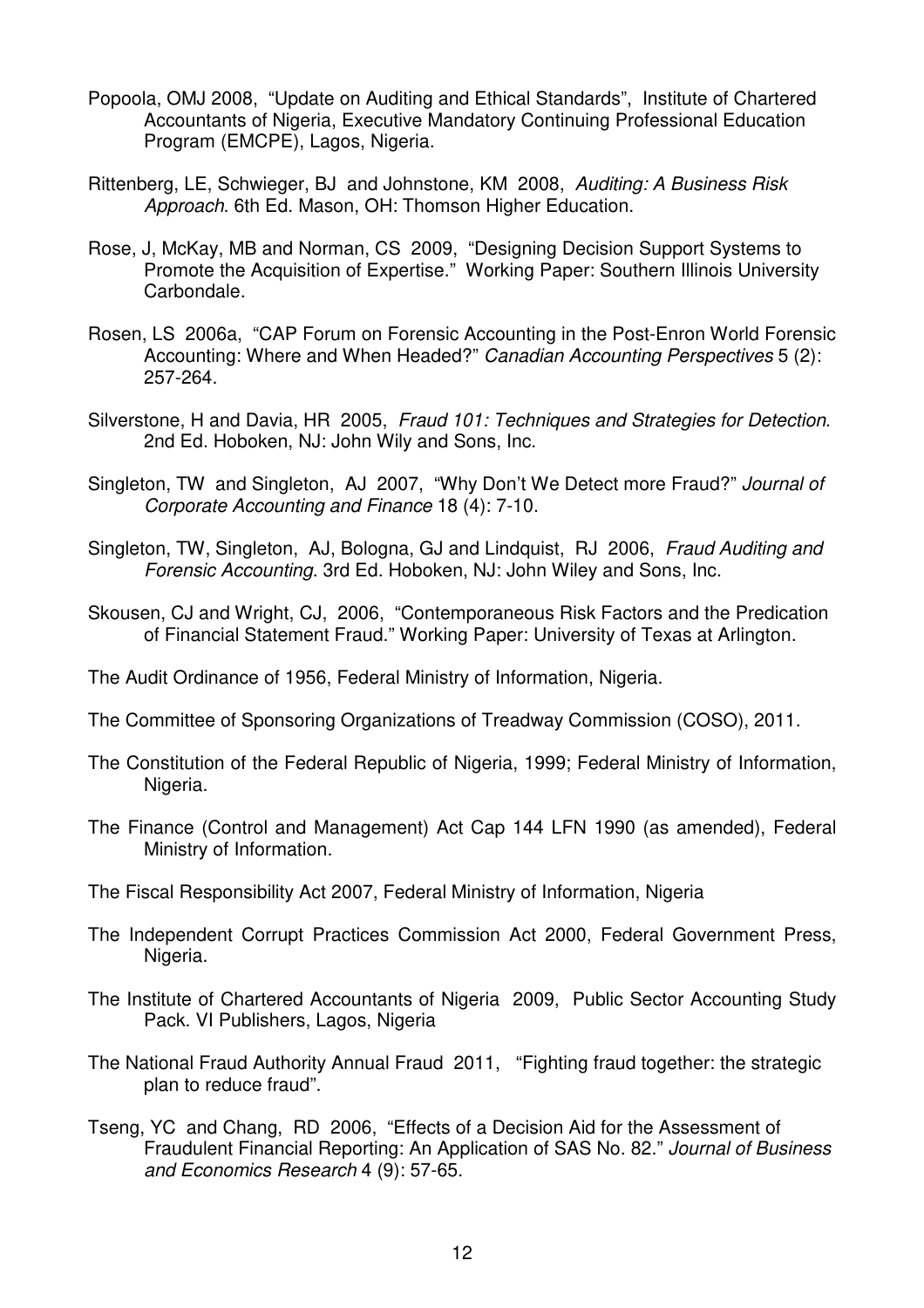Popoola, OMJ 2008, "Update on Auditing and Ethical Standards", Institute of Chartered Accountants of Nigeria, Executive Mandatory Continuing Professional Education Program (EMCPE), Lagos, Nigeria.

Rittenberg, LE, Schwieger, BJ and Johnstone, KM 2008, *Auditing: A Business Risk Approach*. 6th Ed. Mason, OH: Thomson Higher Education.

Rose, J, McKay, MB and Norman, CS 2009, "Designing Decision Support Systems to Promote the Acquisition of Expertise." Working Paper: Southern Illinois University Carbondale.

Rosen, LS 2006a, "CAP Forum on Forensic Accounting in the Post-Enron World Forensic Accounting: Where and When Headed?" *Canadian Accounting Perspectives* 5 (2): 257-264.

Silverstone, H and Davia, HR 2005, *Fraud 101: Techniques and Strategies for Detection*. 2nd Ed. Hoboken, NJ: John Wily and Sons, Inc.

Singleton, TW and Singleton, AJ 2007, "Why Don't We Detect more Fraud?" *Journal of Corporate Accounting and Finance* 18 (4): 7-10.

Singleton, TW, Singleton, AJ, Bologna, GJ and Lindquist, RJ 2006, *Fraud Auditing and Forensic Accounting*. 3rd Ed. Hoboken, NJ: John Wiley and Sons, Inc.

Skousen, CJ and Wright, CJ, 2006, "Contemporaneous Risk Factors and the Predication of Financial Statement Fraud." Working Paper: University of Texas at Arlington.

The Audit Ordinance of 1956, Federal Ministry of Information, Nigeria.

The Committee of Sponsoring Organizations of Treadway Commission (COSO), 2011.

The Constitution of the Federal Republic of Nigeria, 1999; Federal Ministry of Information, Nigeria.

The Finance (Control and Management) Act Cap 144 LFN 1990 (as amended), Federal Ministry of Information.

The Fiscal Responsibility Act 2007, Federal Ministry of Information, Nigeria

The Independent Corrupt Practices Commission Act 2000, Federal Government Press, Nigeria.

The Institute of Chartered Accountants of Nigeria 2009, Public Sector Accounting Study Pack. VI Publishers, Lagos, Nigeria

The National Fraud Authority Annual Fraud 2011, "Fighting fraud together: the strategic plan to reduce fraud".

Tseng, YC and Chang, RD 2006, "Effects of a Decision Aid for the Assessment of Fraudulent Financial Reporting: An Application of SAS No. 82." *Journal of Business and Economics Research* 4 (9): 57-65.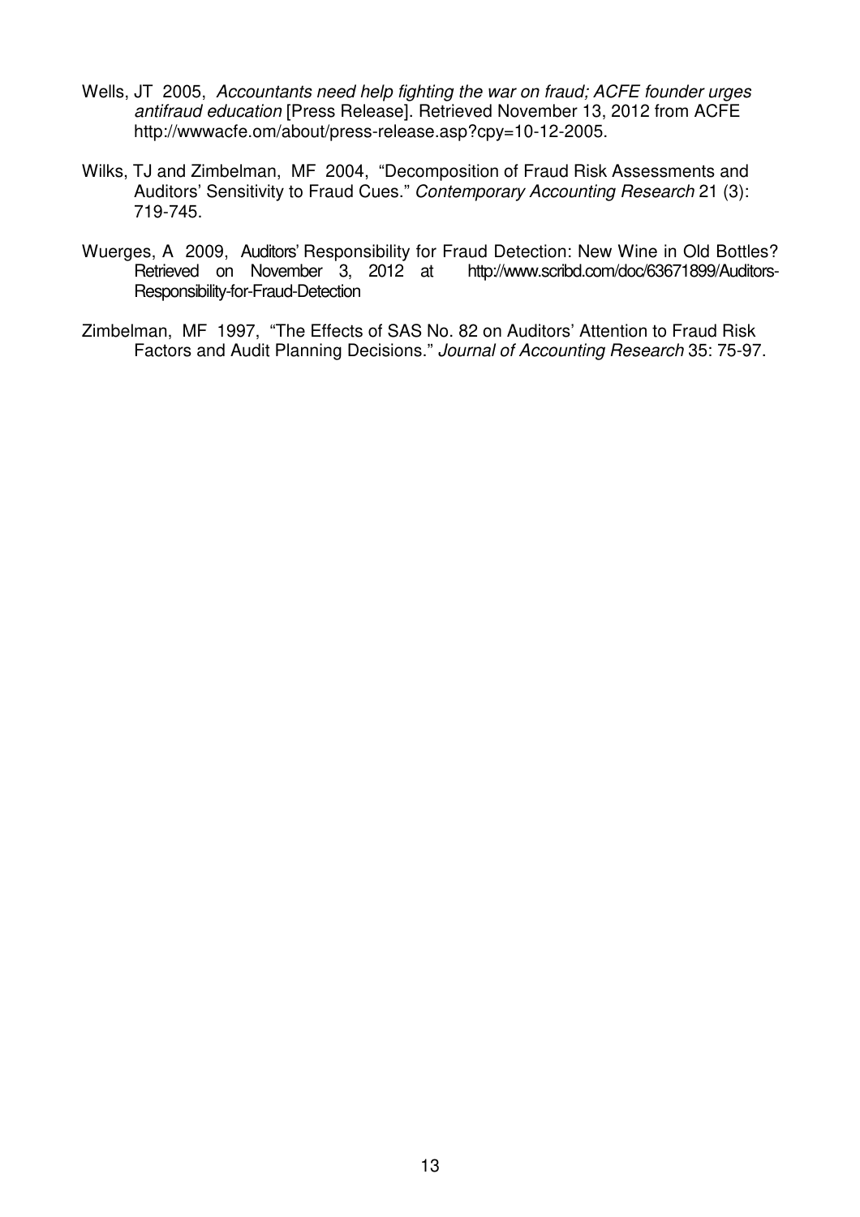Wells, JT 2005, *Accountants need help fighting the war on fraud; ACFE founder urges antifraud education* [Press Release]. Retrieved November 13, 2012 from ACFE http://wwwacfe.om/about/press-release.asp?cpy=10-12-2005.

Wilks, TJ and Zimbelman, MF 2004, "Decomposition of Fraud Risk Assessments and Auditors' Sensitivity to Fraud Cues." *Contemporary Accounting Research* 21 (3): 719-745.

Wuerges, A 2009, Auditors' Responsibility for Fraud Detection: New Wine in Old Bottles? Retrieved on November 3, 2012 at http://www.scribd.com/doc/63671899/Auditors-Responsibility-for-Fraud-Detection

Zimbelman, MF 1997, "The Effects of SAS No. 82 on Auditors' Attention to Fraud Risk Factors and Audit Planning Decisions." *Journal of Accounting Research* 35: 75-97.